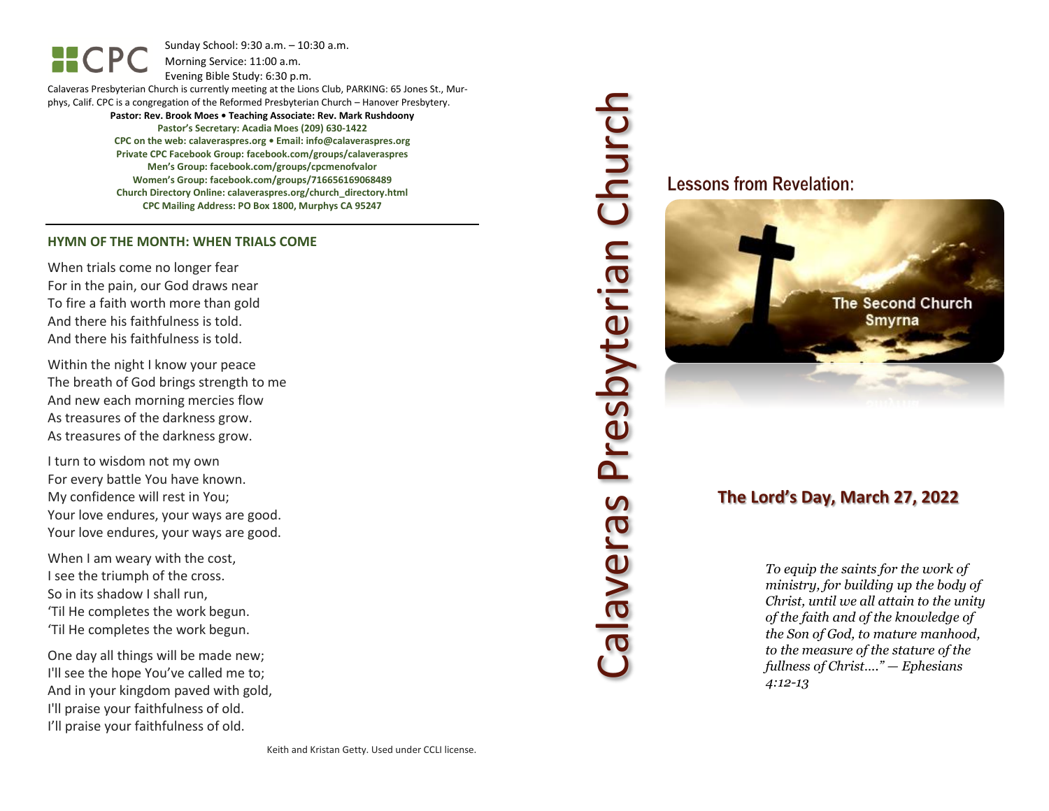CPC

Sunday School: 9:30 a.m. – 10:30 a.m.
Morning Service: 11:00 a.m.
Evening Bible Study: 6:30 p.m.

Calaveras Presbyterian Church is currently meeting at the Lions Club, PARKING: 65 Jones St., Murphys, Calif. CPC is a congregation of the Reformed Presbyterian Church – Hanover Presbytery.

**Pastor: Rev. Brook Moes • Teaching Associate: Rev. Mark Rushdoony**

**Pastor's Secretary: Acadia Moes (209) 630-1422**
**CPC on the web: calaveraspres.org • Email: info@calaveraspres.org**
**Private CPC Facebook Group: facebook.com/groups/calaveraspres**
**Men's Group: facebook.com/groups/cpcmenofvalor**
**Women's Group: facebook.com/groups/716656169068489**
**Church Directory Online: calaveraspres.org/church_directory.html**
**CPC Mailing Address: PO Box 1800, Murphys CA 95247**

## HYMN OF THE MONTH: WHEN TRIALS COME

When trials come no longer fear
For in the pain, our God draws near
To fire a faith worth more than gold
And there his faithfulness is told.
And there his faithfulness is told.

Within the night I know your peace
The breath of God brings strength to me
And new each morning mercies flow
As treasures of the darkness grow.
As treasures of the darkness grow.

I turn to wisdom not my own
For every battle You have known.
My confidence will rest in You;
Your love endures, your ways are good.
Your love endures, your ways are good.

When I am weary with the cost,
I see the triumph of the cross.
So in its shadow I shall run,
'Til He completes the work begun.
'Til He completes the work begun.

One day all things will be made new;
I'll see the hope You've called me to;
And in your kingdom paved with gold,
I'll praise your faithfulness of old.
I'll praise your faithfulness of old.

Keith and Kristan Getty. Used under CCLI license.

# Calaveras Presbyterian Church

## Lessons from Revelation:

The Second Church
Smyrna

## The Lord's Day, March 27, 2022

*To equip the saints for the work of ministry, for building up the body of Christ, until we all attain to the unity of the faith and of the knowledge of the Son of God, to mature manhood, to the measure of the stature of the fullness of Christ...." — Ephesians 4:12-13*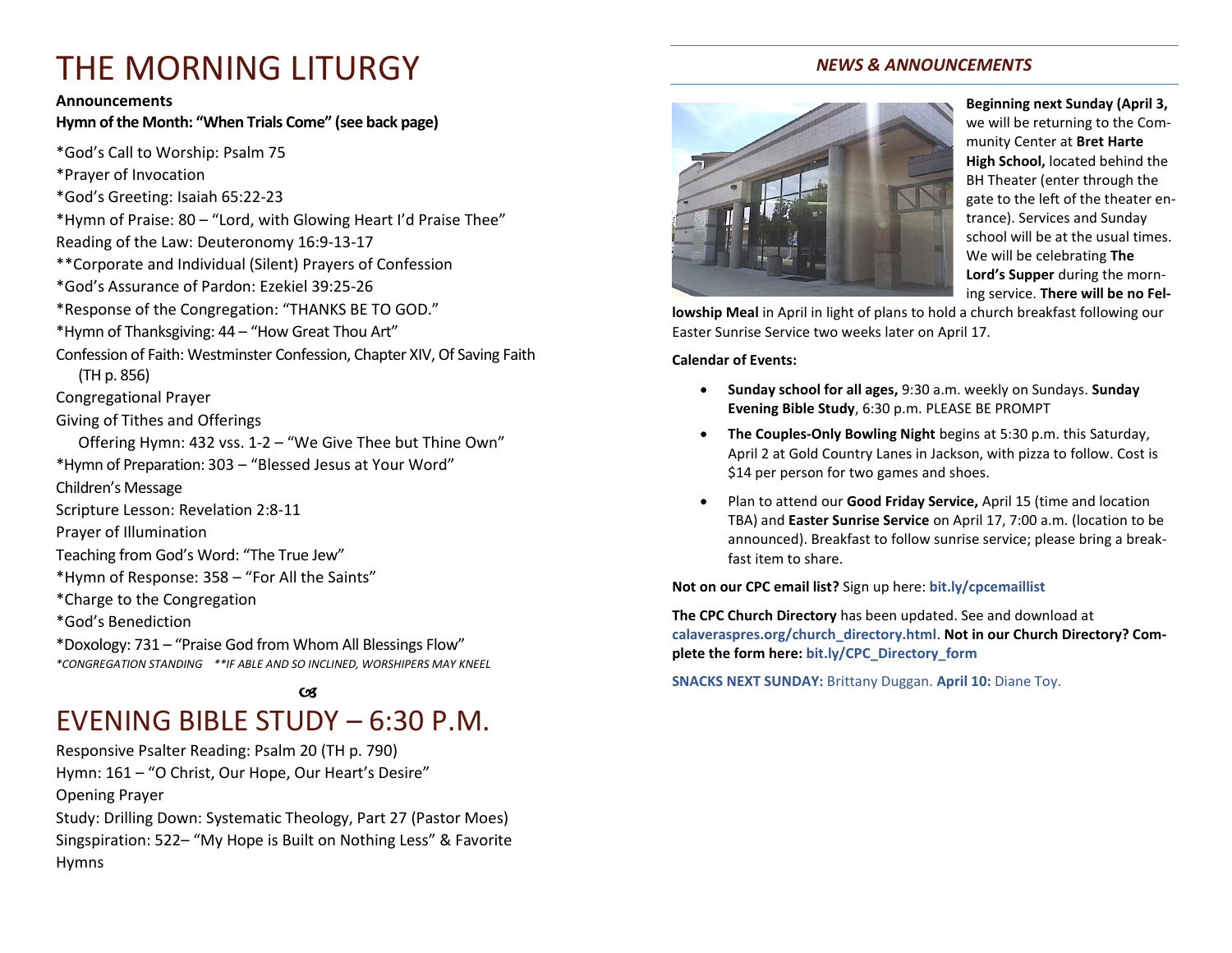# THE MORNING LITURGY

**Announcements**

**Hymn of the Month: "When Trials Come" (see back page)**

*God's Call to Worship: Psalm 75
*Prayer of Invocation
*God's Greeting: Isaiah 65:22-23
*Hymn of Praise: 80 – "Lord, with Glowing Heart I'd Praise Thee"
Reading of the Law: Deuteronomy 16:9-13-17
**Corporate and Individual (Silent) Prayers of Confession
*God's Assurance of Pardon: Ezekiel 39:25-26
*Response of the Congregation: "THANKS BE TO GOD."
*Hymn of Thanksgiving: 44 – "How Great Thou Art"
Confession of Faith: Westminster Confession, Chapter XIV, Of Saving Faith (TH p. 856)
Congregational Prayer
Giving of Tithes and Offerings
Offering Hymn: 432 vss. 1-2 – "We Give Thee but Thine Own"
*Hymn of Preparation: 303 – "Blessed Jesus at Your Word"
Children's Message
Scripture Lesson: Revelation 2:8-11
Prayer of Illumination
Teaching from God's Word: "The True Jew"
*Hymn of Response: 358 – "For All the Saints"
*Charge to the Congregation
*God's Benediction
*Doxology: 731 – "Praise God from Whom All Blessings Flow"

*\*CONGREGATION STANDING \*\*IF ABLE AND SO INCLINED, WORSHIPERS MAY KNEEL*

# EVENING BIBLE STUDY – 6:30 P.M.

Responsive Psalter Reading: Psalm 20 (TH p. 790)
Hymn: 161 – "O Christ, Our Hope, Our Heart's Desire"
Opening Prayer
Study: Drilling Down: Systematic Theology, Part 27 (Pastor Moes)
Singspiration: 522– "My Hope is Built on Nothing Less" & Favorite Hymns

## *NEWS & ANNOUNCEMENTS*

**Beginning next Sunday (April 3,** we will be returning to the Community Center at **Bret Harte High School,** located behind the BH Theater (enter through the gate to the left of the theater entrance). Services and Sunday school will be at the usual times. We will be celebrating **The Lord's Supper** during the morning service. **There will be no Fellowship Meal** in April in light of plans to hold a church breakfast following our Easter Sunrise Service two weeks later on April 17.

**Calendar of Events:**

- **Sunday school for all ages,** 9:30 a.m. weekly on Sundays. **Sunday Evening Bible Study**, 6:30 p.m. PLEASE BE PROMPT
- **The Couples-Only Bowling Night** begins at 5:30 p.m. this Saturday, April 2 at Gold Country Lanes in Jackson, with pizza to follow. Cost is $14 per person for two games and shoes.
- Plan to attend our **Good Friday Service,** April 15 (time and location TBA) and **Easter Sunrise Service** on April 17, 7:00 a.m. (location to be announced). Breakfast to follow sunrise service; please bring a breakfast item to share.

**Not on our CPC email list?** Sign up here: **bit.ly/cpcemaillist**

**The CPC Church Directory** has been updated. See and download at **calaveraspres.org/church_directory.html**. **Not in our Church Directory? Complete the form here: bit.ly/CPC_Directory_form**

**SNACKS NEXT SUNDAY:** Brittany Duggan. **April 10:** Diane Toy.